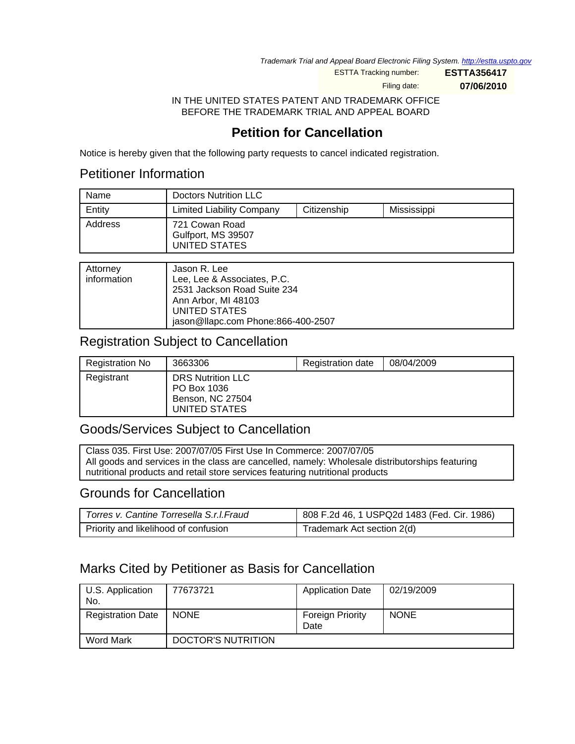Trademark Trial and Appeal Board Electronic Filing System. http://estta.uspto.gov

| ESTTA Tracking number: | **ESTTA356417** |
| --- | --- |
| Filing date: | **07/06/2010** |

IN THE UNITED STATES PATENT AND TRADEMARK OFFICE
BEFORE THE TRADEMARK TRIAL AND APPEAL BOARD

# Petition for Cancellation

Notice is hereby given that the following party requests to cancel indicated registration.

## Petitioner Information

| Name | Doctors Nutrition LLC | | |
| --- | --- | --- | --- |
| Entity | Limited Liability Company | Citizenship | Mississippi |
| Address | 721 Cowan Road<br>Gulfport, MS 39507<br>UNITED STATES | | |

| Attorney information | Jason R. Lee<br>Lee, Lee & Associates, P.C.<br>2531 Jackson Road Suite 234<br>Ann Arbor, MI 48103<br>UNITED STATES<br>jason@llapc.com Phone:866-400-2507 |
| --- | --- |

## Registration Subject to Cancellation

| Registration No | 3663306 | Registration date | 08/04/2009 |
| --- | --- | --- | --- |
| Registrant | DRS Nutrition LLC<br>PO Box 1036<br>Benson, NC 27504<br>UNITED STATES | | |

## Goods/Services Subject to Cancellation

Class 035. First Use: 2007/07/05 First Use In Commerce: 2007/07/05
All goods and services in the class are cancelled, namely: Wholesale distributorships featuring nutritional products and retail store services featuring nutritional products

## Grounds for Cancellation

| *Torres v. Cantine Torresella S.r.l.Fraud* | 808 F.2d 46, 1 USPQ2d 1483 (Fed. Cir. 1986) |
| --- | --- |
| Priority and likelihood of confusion | Trademark Act section 2(d) |

## Marks Cited by Petitioner as Basis for Cancellation

| U.S. Application No. | 77673721 | Application Date | 02/19/2009 |
| --- | --- | --- | --- |
| Registration Date | NONE | Foreign Priority Date | NONE |
| Word Mark | DOCTOR'S NUTRITION | | |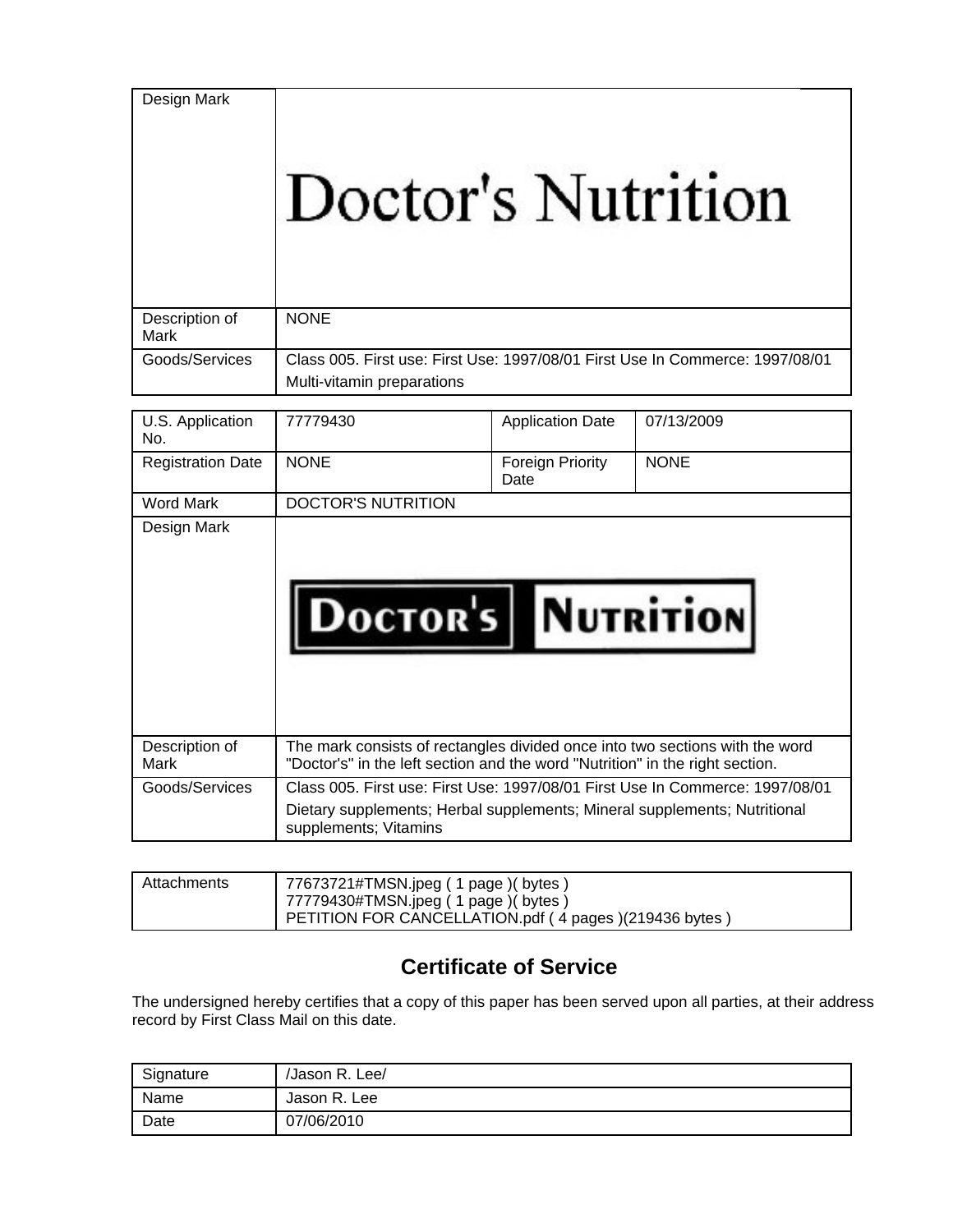| Design Mark | Doctor's Nutrition |
|---|---|
| Description of Mark | NONE |
| Goods/Services | Class 005. First use: First Use: 1997/08/01 First Use In Commerce: 1997/08/01<br>Multi-vitamin preparations |

| U.S. Application No. | 77779430 | Application Date | 07/13/2009 |
|---|---|---|---|
| Registration Date | NONE | Foreign Priority Date | NONE |
| Word Mark | DOCTOR'S NUTRITION | | |
| Design Mark | DOCTOR'S NUTRITION | | |
| Description of Mark | The mark consists of rectangles divided once into two sections with the word "Doctor's" in the left section and the word "Nutrition" in the right section. | | |
| Goods/Services | Class 005. First use: First Use: 1997/08/01 First Use In Commerce: 1997/08/01<br>Dietary supplements; Herbal supplements; Mineral supplements; Nutritional supplements; Vitamins | | |

| Attachments | 77673721#TMSN.jpeg ( 1 page )( bytes )<br>77779430#TMSN.jpeg ( 1 page )( bytes )<br>PETITION FOR CANCELLATION.pdf ( 4 pages )(219436 bytes ) |
|---|---|

## Certificate of Service

The undersigned hereby certifies that a copy of this paper has been served upon all parties, at their address record by First Class Mail on this date.

| Signature | /Jason R. Lee/ |
|---|---|
| Name | Jason R. Lee |
| Date | 07/06/2010 |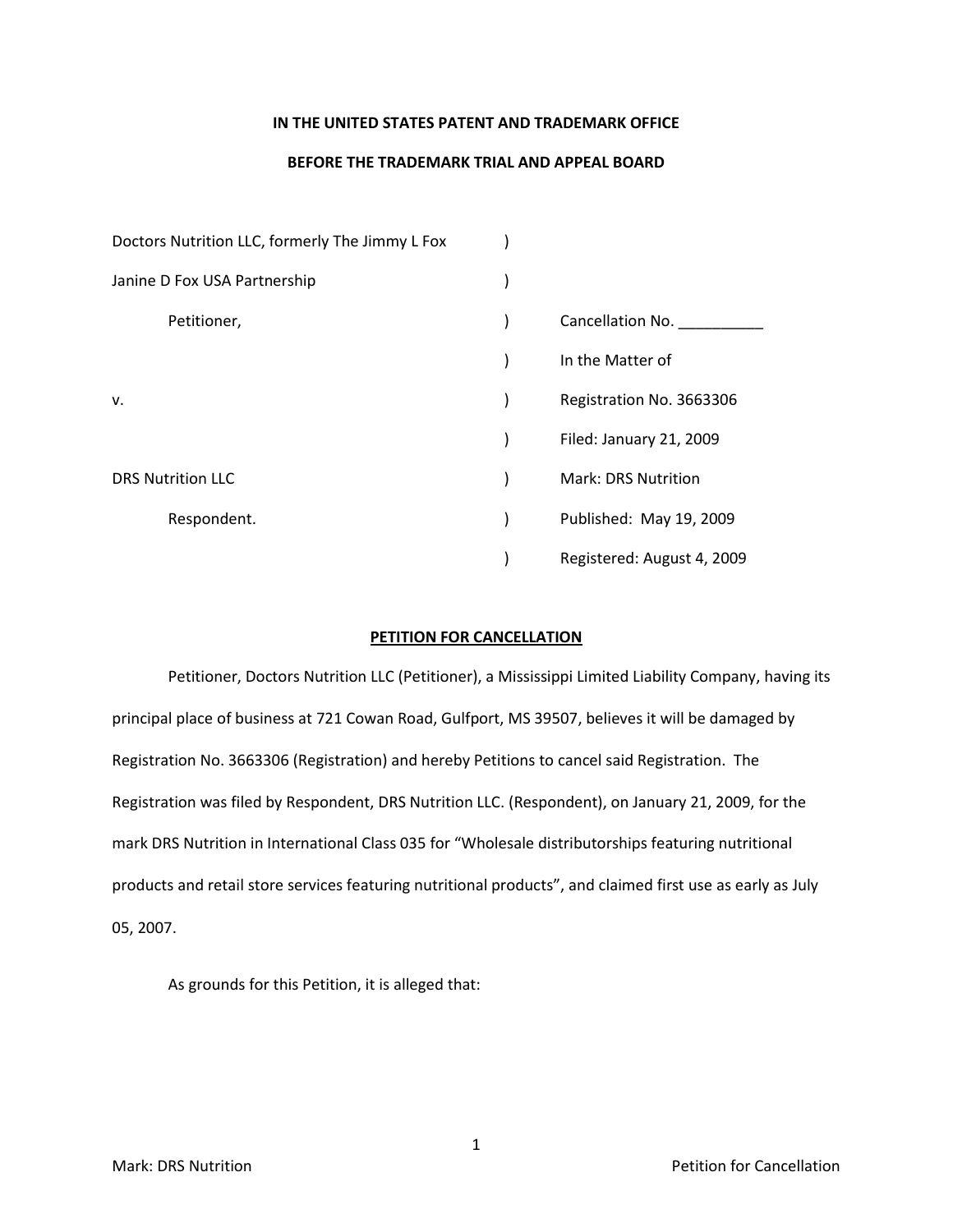**IN THE UNITED STATES PATENT AND TRADEMARK OFFICE**

**BEFORE THE TRADEMARK TRIAL AND APPEAL BOARD**

| | | |
|---|---|---|
| Doctors Nutrition LLC, formerly The Jimmy L Fox | ) | |
| Janine D Fox USA Partnership | ) | |
| Petitioner, | ) | Cancellation No. __________ |
| | ) | In the Matter of |
| v. | ) | Registration No. 3663306 |
| | ) | Filed: January 21, 2009 |
| DRS Nutrition LLC | ) | Mark: DRS Nutrition |
| Respondent. | ) | Published: May 19, 2009 |
| | ) | Registered: August 4, 2009 |

**PETITION FOR CANCELLATION**

Petitioner, Doctors Nutrition LLC (Petitioner), a Mississippi Limited Liability Company, having its principal place of business at 721 Cowan Road, Gulfport, MS 39507, believes it will be damaged by Registration No. 3663306 (Registration) and hereby Petitions to cancel said Registration. The Registration was filed by Respondent, DRS Nutrition LLC. (Respondent), on January 21, 2009, for the mark DRS Nutrition in International Class 035 for "Wholesale distributorships featuring nutritional products and retail store services featuring nutritional products", and claimed first use as early as July 05, 2007.

As grounds for this Petition, it is alleged that: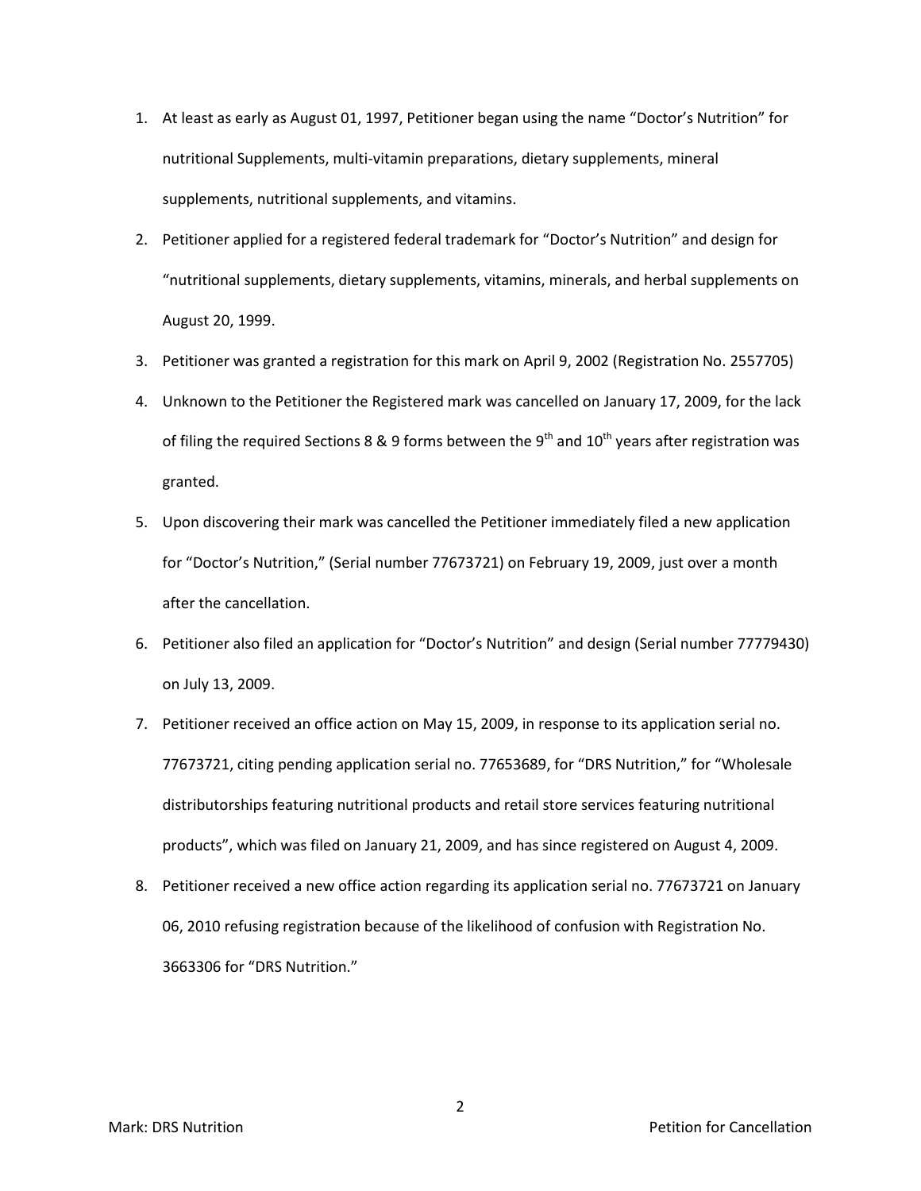1. At least as early as August 01, 1997, Petitioner began using the name "Doctor's Nutrition" for nutritional Supplements, multi-vitamin preparations, dietary supplements, mineral supplements, nutritional supplements, and vitamins.
2. Petitioner applied for a registered federal trademark for "Doctor's Nutrition" and design for "nutritional supplements, dietary supplements, vitamins, minerals, and herbal supplements on August 20, 1999.
3. Petitioner was granted a registration for this mark on April 9, 2002 (Registration No. 2557705)
4. Unknown to the Petitioner the Registered mark was cancelled on January 17, 2009, for the lack of filing the required Sections 8 & 9 forms between the 9th and 10th years after registration was granted.
5. Upon discovering their mark was cancelled the Petitioner immediately filed a new application for "Doctor's Nutrition," (Serial number 77673721) on February 19, 2009, just over a month after the cancellation.
6. Petitioner also filed an application for "Doctor's Nutrition" and design (Serial number 77779430) on July 13, 2009.
7. Petitioner received an office action on May 15, 2009, in response to its application serial no. 77673721, citing pending application serial no. 77653689, for "DRS Nutrition," for "Wholesale distributorships featuring nutritional products and retail store services featuring nutritional products", which was filed on January 21, 2009, and has since registered on August 4, 2009.
8. Petitioner received a new office action regarding its application serial no. 77673721 on January 06, 2010 refusing registration because of the likelihood of confusion with Registration No. 3663306 for "DRS Nutrition."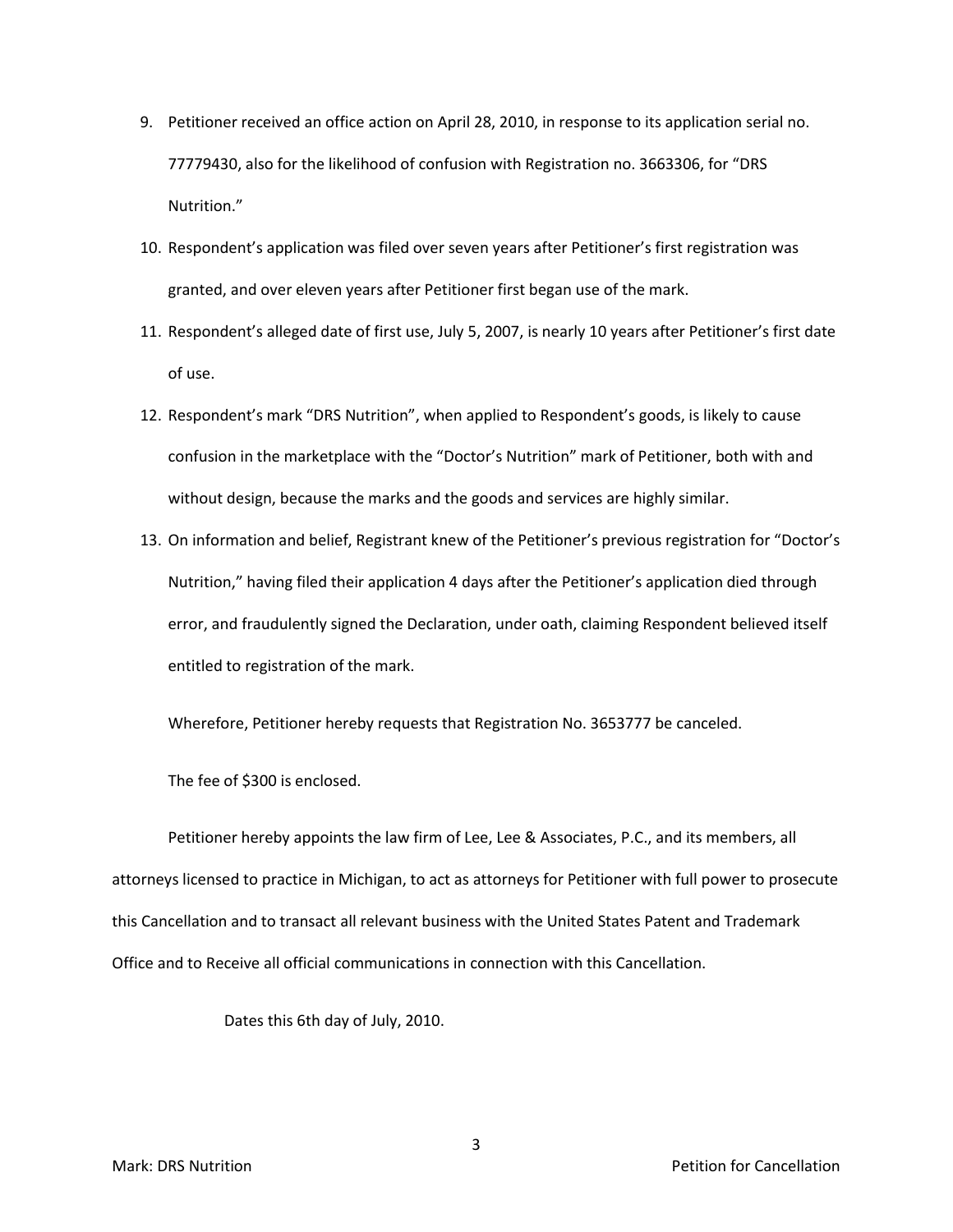9. Petitioner received an office action on April 28, 2010, in response to its application serial no. 77779430, also for the likelihood of confusion with Registration no. 3663306, for "DRS Nutrition."

10. Respondent's application was filed over seven years after Petitioner's first registration was granted, and over eleven years after Petitioner first began use of the mark.

11. Respondent's alleged date of first use, July 5, 2007, is nearly 10 years after Petitioner's first date of use.

12. Respondent's mark "DRS Nutrition", when applied to Respondent's goods, is likely to cause confusion in the marketplace with the "Doctor's Nutrition" mark of Petitioner, both with and without design, because the marks and the goods and services are highly similar.

13. On information and belief, Registrant knew of the Petitioner's previous registration for "Doctor's Nutrition," having filed their application 4 days after the Petitioner's application died through error, and fraudulently signed the Declaration, under oath, claiming Respondent believed itself entitled to registration of the mark.

Wherefore, Petitioner hereby requests that Registration No. 3653777 be canceled.

The fee of $300 is enclosed.

Petitioner hereby appoints the law firm of Lee, Lee & Associates, P.C., and its members, all attorneys licensed to practice in Michigan, to act as attorneys for Petitioner with full power to prosecute this Cancellation and to transact all relevant business with the United States Patent and Trademark Office and to Receive all official communications in connection with this Cancellation.

Dates this 6th day of July, 2010.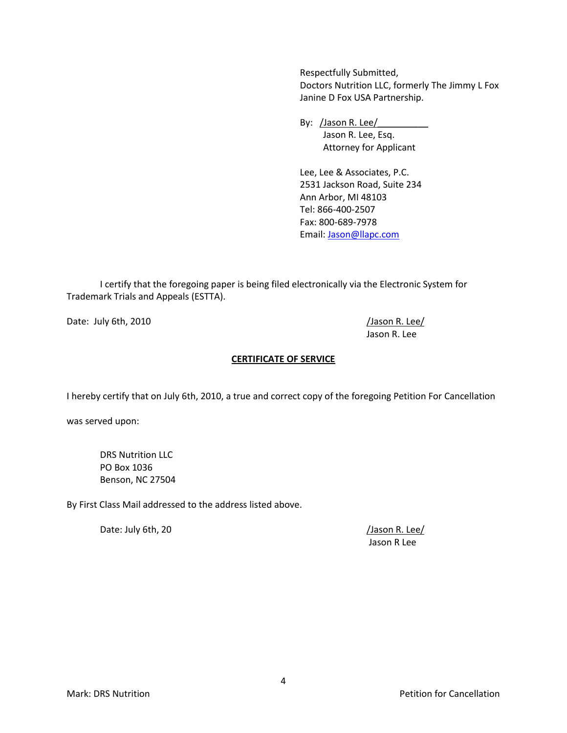Respectfully Submitted,
Doctors Nutrition LLC, formerly The Jimmy L Fox Janine D Fox USA Partnership.

By: /Jason R. Lee/__________
Jason R. Lee, Esq.
Attorney for Applicant

Lee, Lee & Associates, P.C.
2531 Jackson Road, Suite 234
Ann Arbor, MI 48103
Tel: 866-400-2507
Fax: 800-689-7978
Email: Jason@llapc.com

I certify that the foregoing paper is being filed electronically via the Electronic System for Trademark Trials and Appeals (ESTTA).

Date: July 6th, 2010

/Jason R. Lee/
Jason R. Lee

**CERTIFICATE OF SERVICE**

I hereby certify that on July 6th, 2010, a true and correct copy of the foregoing Petition For Cancellation was served upon:

DRS Nutrition LLC
PO Box 1036
Benson, NC 27504

By First Class Mail addressed to the address listed above.

Date: July 6th, 20

/Jason R. Lee/
Jason R Lee